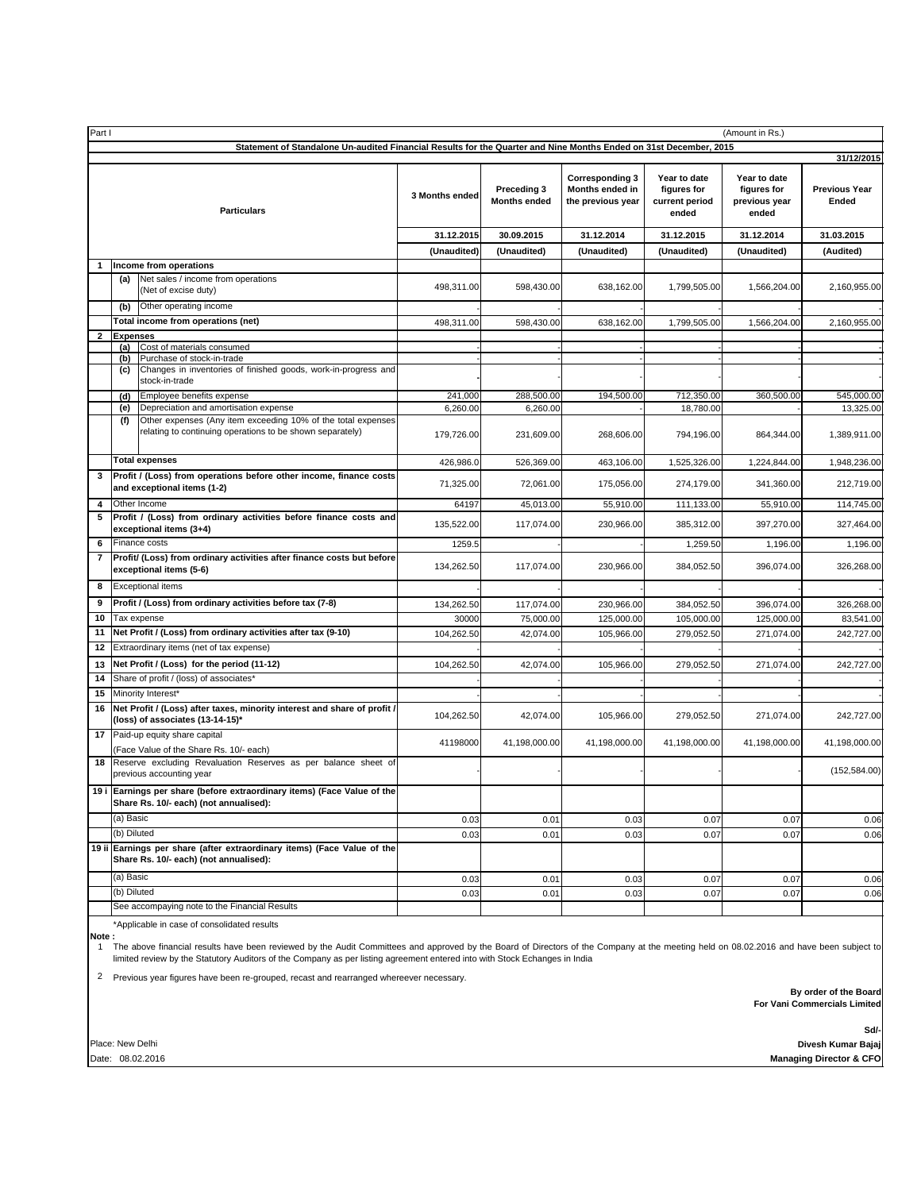Part I (Amount in Rs.)

**Statement of Standalone Un-audited Financial Results for the Quarter and Nine Months Ended on 31st December, 2015**

**31/12/2015**

| | | Particulars | 3 Months ended | Preceding 3 Months ended | Corresponding 3 Months ended in the previous year | Year to date figures for current period ended | Year to date figures for previous year ended | Previous Year Ended |
|---|---|---|---|---|---|---|---|---|
| | | | 31.12.2015 | 30.09.2015 | 31.12.2014 | 31.12.2015 | 31.12.2014 | 31.03.2015 |
| | | | (Unaudited) | (Unaudited) | (Unaudited) | (Unaudited) | (Unaudited) | (Audited) |
| 1 | | **Income from operations** | | | | | | |
| | (a) | Net sales / income from operations (Net of excise duty) | 498,311.00 | 598,430.00 | 638,162.00 | 1,799,505.00 | 1,566,204.00 | 2,160,955.00 |
| | (b) | Other operating income | - | - | - | - | - | - |
| | | **Total income from operations (net)** | 498,311.00 | 598,430.00 | 638,162.00 | 1,799,505.00 | 1,566,204.00 | 2,160,955.00 |
| 2 | | **Expenses** | | | | | | |
| | (a) | Cost of materials consumed | - | - | - | - | | - |
| | (b) | Purchase of stock-in-trade | - | - | - | - | - | - |
| | (c) | Changes in inventories of finished goods, work-in-progress and stock-in-trade | - | - | - | - | - | - |
| | (d) | Employee benefits expense | 241,000 | 288,500.00 | 194,500.00 | 712,350.00 | 360,500.00 | 545,000.00 |
| | (e) | Depreciation and amortisation expense | 6,260.00 | 6,260.00 | - | 18,780.00 | - | 13,325.00 |
| | (f) | Other expenses (Any item exceeding 10% of the total expenses relating to continuing operations to be shown separately) | 179,726.00 | 231,609.00 | 268,606.00 | 794,196.00 | 864,344.00 | 1,389,911.00 |
| | | **Total expenses** | 426,986.0 | 526,369.00 | 463,106.00 | 1,525,326.00 | 1,224,844.00 | 1,948,236.00 |
| 3 | | **Profit / (Loss) from operations before other income, finance costs and exceptional items (1-2)** | 71,325.00 | 72,061.00 | 175,056.00 | 274,179.00 | 341,360.00 | 212,719.00 |
| 4 | | Other Income | 64197 | 45,013.00 | 55,910.00 | 111,133.00 | 55,910.00 | 114,745.00 |
| 5 | | **Profit / (Loss) from ordinary activities before finance costs and exceptional items (3+4)** | 135,522.00 | 117,074.00 | 230,966.00 | 385,312.00 | 397,270.00 | 327,464.00 |
| 6 | | Finance costs | 1259.5 | - | - | 1,259.50 | 1,196.00 | 1,196.00 |
| 7 | | **Profit/ (Loss) from ordinary activities after finance costs but before exceptional items (5-6)** | 134,262.50 | 117,074.00 | 230,966.00 | 384,052.50 | 396,074.00 | 326,268.00 |
| 8 | | Exceptional items | - | - | - | - | - | - |
| 9 | | **Profit / (Loss) from ordinary activities before tax (7-8)** | 134,262.50 | 117,074.00 | 230,966.00 | 384,052.50 | 396,074.00 | 326,268.00 |
| 10 | | Tax expense | 30000 | 75,000.00 | 125,000.00 | 105,000.00 | 125,000.00 | 83,541.00 |
| 11 | | **Net Profit / (Loss) from ordinary activities after tax (9-10)** | 104,262.50 | 42,074.00 | 105,966.00 | 279,052.50 | 271,074.00 | 242,727.00 |
| 12 | | Extraordinary items (net of tax expense) | - | - | - | - | - | - |
| 13 | | **Net Profit / (Loss) for the period (11-12)** | 104,262.50 | 42,074.00 | 105,966.00 | 279,052.50 | 271,074.00 | 242,727.00 |
| 14 | | Share of profit / (loss) of associates* | - | - | - | - | - | - |
| 15 | | Minority Interest* | - | - | - | - | - | - |
| 16 | | **Net Profit / (Loss) after taxes, minority interest and share of profit / (loss) of associates (13-14-15)*** | 104,262.50 | 42,074.00 | 105,966.00 | 279,052.50 | 271,074.00 | 242,727.00 |
| 17 | | Paid-up equity share capital (Face Value of the Share Rs. 10/- each) | 41198000 | 41,198,000.00 | 41,198,000.00 | 41,198,000.00 | 41,198,000.00 | 41,198,000.00 |
| 18 | | Reserve excluding Revaluation Reserves as per balance sheet of previous accounting year | - | - | - | - | - | (152,584.00) |
| 19 i | | **Earnings per share (before extraordinary items) (Face Value of the Share Rs. 10/- each) (not annualised):** | | | | | | |
| | | (a) Basic | 0.03 | 0.01 | 0.03 | 0.07 | 0.07 | 0.06 |
| | | (b) Diluted | 0.03 | 0.01 | 0.03 | 0.07 | 0.07 | 0.06 |
| 19 ii | | **Earnings per share (after extraordinary items) (Face Value of the Share Rs. 10/- each) (not annualised):** | | | | | | |
| | | (a) Basic | 0.03 | 0.01 | 0.03 | 0.07 | 0.07 | 0.06 |
| | | (b) Diluted | 0.03 | 0.01 | 0.03 | 0.07 | 0.07 | 0.06 |
| | | See accompaying note to the Financial Results | | | | | | |

*Applicable in case of consolidated results

**Note :**

1. The above financial results have been reviewed by the Audit Committees and approved by the Board of Directors of the Company at the meeting held on 08.02.2016 and have been subject to limited review by the Statutory Auditors of the Company as per listing agreement entered into with Stock Echanges in India
2. Previous year figures have been re-grouped, recast and rearranged whereever necessary.

**By order of the Board**
**For Vani Commercials Limited**

**Sd/-**
**Divesh Kumar Bajaj**
**Managing Director & CFO**

Place: New Delhi
Date: 08.02.2016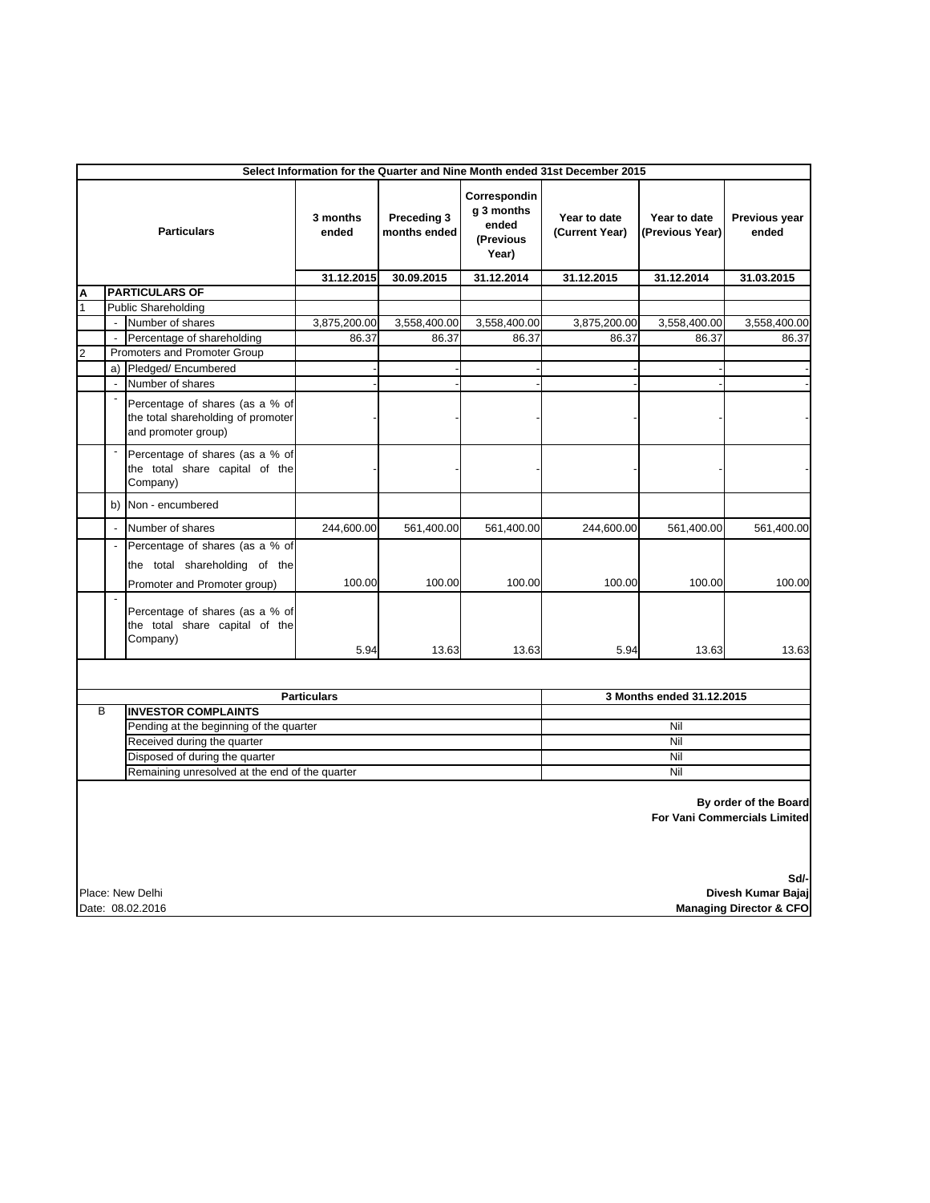**Select Information for the Quarter and Nine Month ended 31st December 2015**

| | | Particulars | 3 months ended | Preceding 3 months ended | Corresponding 3 months ended (Previous Year) | Year to date (Current Year) | Year to date (Previous Year) | Previous year ended |
|---|---|---|---|---|---|---|---|---|
| | | | 31.12.2015 | 30.09.2015 | 31.12.2014 | 31.12.2015 | 31.12.2014 | 31.03.2015 |
| A | | PARTICULARS OF | | | | | | |
| 1 | | Public Shareholding | | | | | | |
| | - | Number of shares | 3,875,200.00 | 3,558,400.00 | 3,558,400.00 | 3,875,200.00 | 3,558,400.00 | 3,558,400.00 |
| | - | Percentage of shareholding | 86.37 | 86.37 | 86.37 | 86.37 | 86.37 | 86.37 |
| 2 | | Promoters and Promoter Group | | | | | | |
| | a) | Pledged/ Encumbered | - | - | - | - | - | - |
| | - | Number of shares | - | - | - | - | - | - |
| | - | Percentage of shares (as a % of the total shareholding of promoter and promoter group) | - | - | - | - | - | - |
| | - | Percentage of shares (as a % of the total share capital of the Company) | - | - | - | - | - | - |
| | b) | Non - encumbered | | | | | | |
| | - | Number of shares | 244,600.00 | 561,400.00 | 561,400.00 | 244,600.00 | 561,400.00 | 561,400.00 |
| | - | Percentage of shares (as a % of the total shareholding of the Promoter and Promoter group) | 100.00 | 100.00 | 100.00 | 100.00 | 100.00 | 100.00 |
| | - | Percentage of shares (as a % of the total share capital of the Company) | 5.94 | 13.63 | 13.63 | 5.94 | 13.63 | 13.63 |

| | Particulars | 3 Months ended 31.12.2015 |
|---|---|---|
| B | **INVESTOR COMPLAINTS** | |
| | Pending at the beginning of the quarter | Nil |
| | Received during the quarter | Nil |
| | Disposed of during the quarter | Nil |
| | Remaining unresolved at the end of the quarter | Nil |

**By order of the Board**
**For Vani Commercials Limited**

**Sd/-**
**Divesh Kumar Bajaj**
**Managing Director & CFO**

Place: New Delhi
Date: 08.02.2016